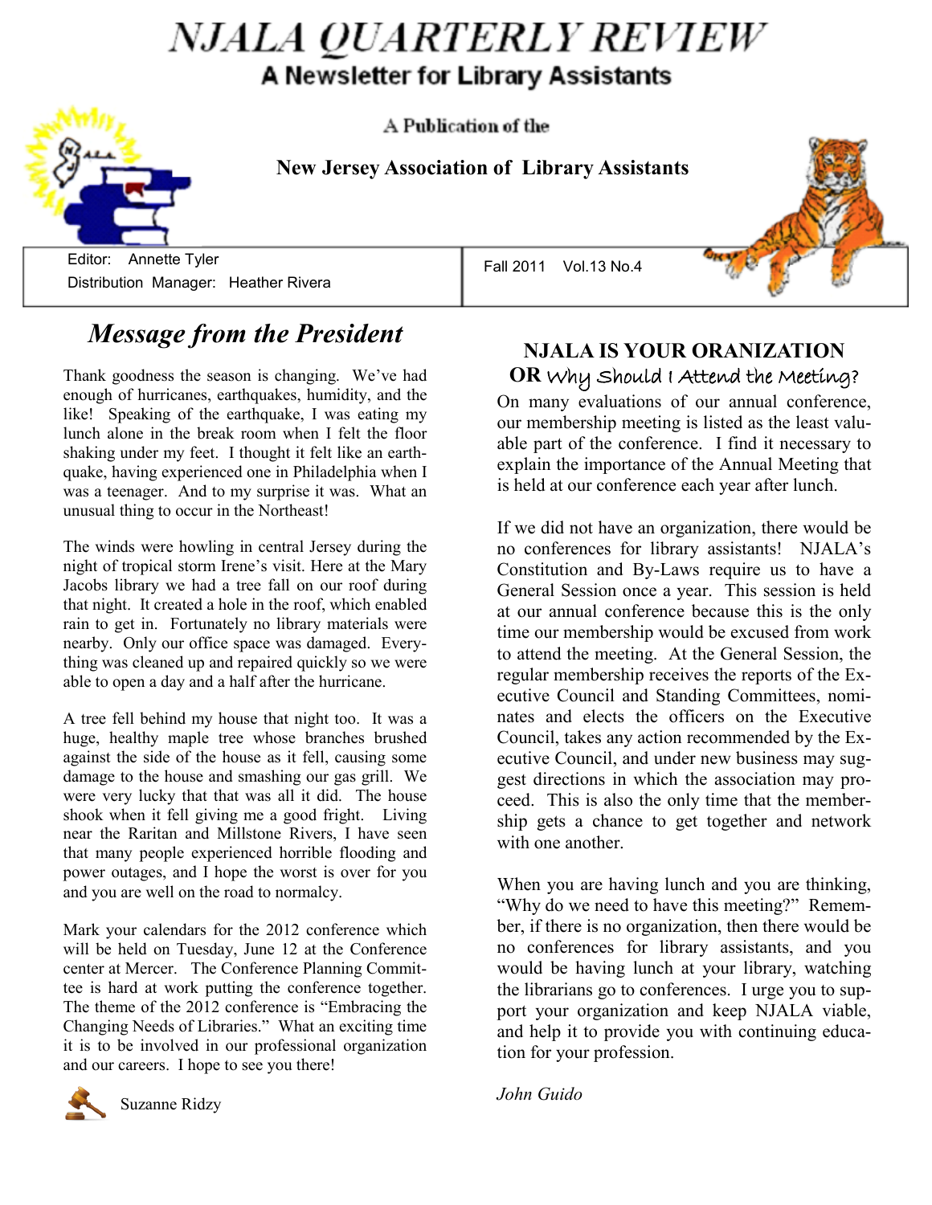# NJALA QUARTERLY REVIEW

## A Newsletter for Library Assistants

A Publication of the

**New Jersey Association of Library Assistants**

Editor: Annette Tyler
Distribution Manager: Heather Rivera

Fall 2011 Vol.13 No.4

## *Message from the President*

Thank goodness the season is changing. We've had enough of hurricanes, earthquakes, humidity, and the like! Speaking of the earthquake, I was eating my lunch alone in the break room when I felt the floor shaking under my feet. I thought it felt like an earthquake, having experienced one in Philadelphia when I was a teenager. And to my surprise it was. What an unusual thing to occur in the Northeast!

The winds were howling in central Jersey during the night of tropical storm Irene's visit. Here at the Mary Jacobs library we had a tree fall on our roof during that night. It created a hole in the roof, which enabled rain to get in. Fortunately no library materials were nearby. Only our office space was damaged. Everything was cleaned up and repaired quickly so we were able to open a day and a half after the hurricane.

A tree fell behind my house that night too. It was a huge, healthy maple tree whose branches brushed against the side of the house as it fell, causing some damage to the house and smashing our gas grill. We were very lucky that that was all it did. The house shook when it fell giving me a good fright. Living near the Raritan and Millstone Rivers, I have seen that many people experienced horrible flooding and power outages, and I hope the worst is over for you and you are well on the road to normalcy.

Mark your calendars for the 2012 conference which will be held on Tuesday, June 12 at the Conference center at Mercer. The Conference Planning Committee is hard at work putting the conference together. The theme of the 2012 conference is "Embracing the Changing Needs of Libraries." What an exciting time it is to be involved in our professional organization and our careers. I hope to see you there!

Suzanne Ridzy

## NJALA IS YOUR ORANIZATION
## OR Why Should I Attend the Meeting?

On many evaluations of our annual conference, our membership meeting is listed as the least valuable part of the conference. I find it necessary to explain the importance of the Annual Meeting that is held at our conference each year after lunch.

If we did not have an organization, there would be no conferences for library assistants! NJALA's Constitution and By-Laws require us to have a General Session once a year. This session is held at our annual conference because this is the only time our membership would be excused from work to attend the meeting. At the General Session, the regular membership receives the reports of the Executive Council and Standing Committees, nominates and elects the officers on the Executive Council, takes any action recommended by the Executive Council, and under new business may suggest directions in which the association may proceed. This is also the only time that the membership gets a chance to get together and network with one another.

When you are having lunch and you are thinking, "Why do we need to have this meeting?" Remember, if there is no organization, then there would be no conferences for library assistants, and you would be having lunch at your library, watching the librarians go to conferences. I urge you to support your organization and keep NJALA viable, and help it to provide you with continuing education for your profession.

*John Guido*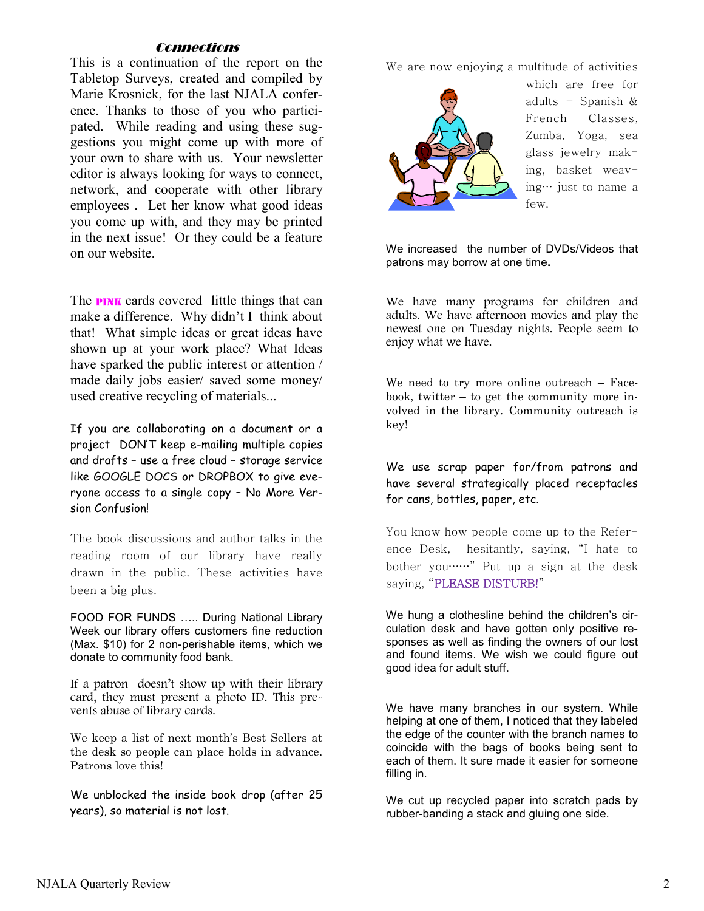## *Connections*

This is a continuation of the report on the Tabletop Surveys, created and compiled by Marie Krosnick, for the last NJALA conference. Thanks to those of you who participated. While reading and using these suggestions you might come up with more of your own to share with us. Your newsletter editor is always looking for ways to connect, network, and cooperate with other library employees . Let her know what good ideas you come up with, and they may be printed in the next issue! Or they could be a feature on our website.

The **PINK** cards covered little things that can make a difference. Why didn't I think about that! What simple ideas or great ideas have shown up at your work place? What Ideas have sparked the public interest or attention / made daily jobs easier/ saved some money/ used creative recycling of materials...

If you are collaborating on a document or a project DON'T keep e-mailing multiple copies and drafts – use a free cloud – storage service like GOOGLE DOCS or DROPBOX to give everyone access to a single copy – No More Version Confusion!

The book discussions and author talks in the reading room of our library have really drawn in the public. These activities have been a big plus.

FOOD FOR FUNDS ….. During National Library Week our library offers customers fine reduction (Max. $10) for 2 non-perishable items, which we donate to community food bank.

If a patron doesn't show up with their library card, they must present a photo ID. This prevents abuse of library cards.

We keep a list of next month's Best Sellers at the desk so people can place holds in advance. Patrons love this!

We unblocked the inside book drop (after 25 years), so material is not lost.

We are now enjoying a multitude of activities which are free for adults – Spanish & French Classes, Zumba, Yoga, sea glass jewelry making, basket weaving… just to name a few.

We increased the number of DVDs/Videos that patrons may borrow at one time.

We have many programs for children and adults. We have afternoon movies and play the newest one on Tuesday nights. People seem to enjoy what we have.

We need to try more online outreach – Facebook, twitter – to get the community more involved in the library. Community outreach is key!

We use scrap paper for/from patrons and have several strategically placed receptacles for cans, bottles, paper, etc.

You know how people come up to the Reference Desk, hesitantly, saying, "I hate to bother you……" Put up a sign at the desk saying, "PLEASE DISTURB!"

We hung a clothesline behind the children's circulation desk and have gotten only positive responses as well as finding the owners of our lost and found items. We wish we could figure out good idea for adult stuff.

We have many branches in our system. While helping at one of them, I noticed that they labeled the edge of the counter with the branch names to coincide with the bags of books being sent to each of them. It sure made it easier for someone filling in.

We cut up recycled paper into scratch pads by rubber-banding a stack and gluing one side.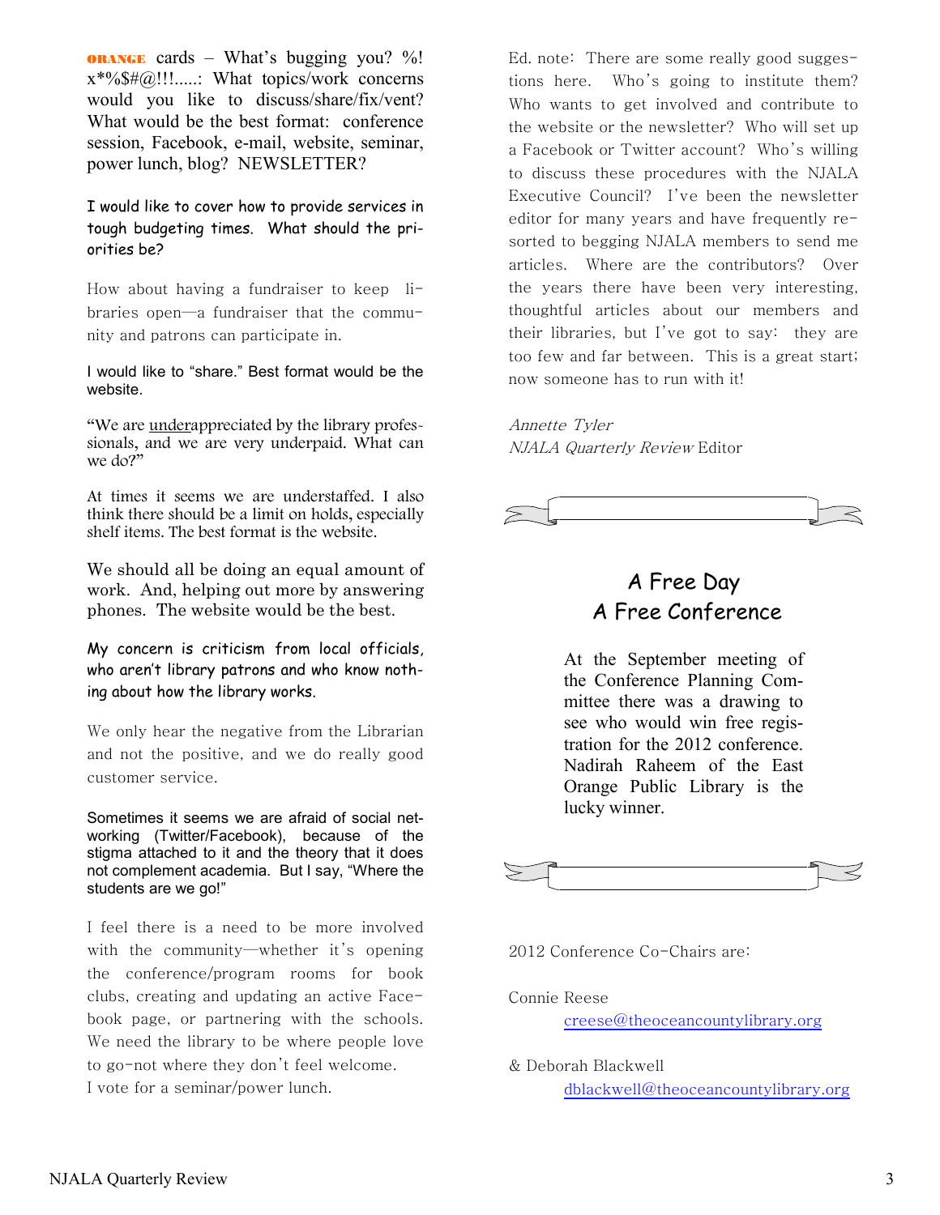**ORANGE** cards – What's bugging you? %! x*%$#@!!!.....: What topics/work concerns would you like to discuss/share/fix/vent? What would be the best format: conference session, Facebook, e-mail, website, seminar, power lunch, blog? NEWSLETTER?

I would like to cover how to provide services in tough budgeting times. What should the priorities be?

How about having a fundraiser to keep libraries open—a fundraiser that the community and patrons can participate in.

I would like to "share." Best format would be the website.

"We are underappreciated by the library professionals, and we are very underpaid. What can we do?"

At times it seems we are understaffed. I also think there should be a limit on holds, especially shelf items. The best format is the website.

We should all be doing an equal amount of work. And, helping out more by answering phones. The website would be the best.

My concern is criticism from local officials, who aren't library patrons and who know nothing about how the library works.

We only hear the negative from the Librarian and not the positive, and we do really good customer service.

Sometimes it seems we are afraid of social networking (Twitter/Facebook), because of the stigma attached to it and the theory that it does not complement academia. But I say, "Where the students are we go!"

I feel there is a need to be more involved with the community—whether it's opening the conference/program rooms for book clubs, creating and updating an active Facebook page, or partnering with the schools. We need the library to be where people love to go-not where they don't feel welcome.
I vote for a seminar/power lunch.

Ed. note: There are some really good suggestions here. Who's going to institute them? Who wants to get involved and contribute to the website or the newsletter? Who will set up a Facebook or Twitter account? Who's willing to discuss these procedures with the NJALA Executive Council? I've been the newsletter editor for many years and have frequently resorted to begging NJALA members to send me articles. Where are the contributors? Over the years there have been very interesting, thoughtful articles about our members and their libraries, but I've got to say: they are too few and far between. This is a great start; now someone has to run with it!

*Annette Tyler*
*NJALA Quarterly Review* Editor

## A Free Day
## A Free Conference

At the September meeting of the Conference Planning Committee there was a drawing to see who would win free registration for the 2012 conference. Nadirah Raheem of the East Orange Public Library is the lucky winner.

2012 Conference Co-Chairs are:

Connie Reese
creese@theoceancountylibrary.org

& Deborah Blackwell
dblackwell@theoceancountylibrary.org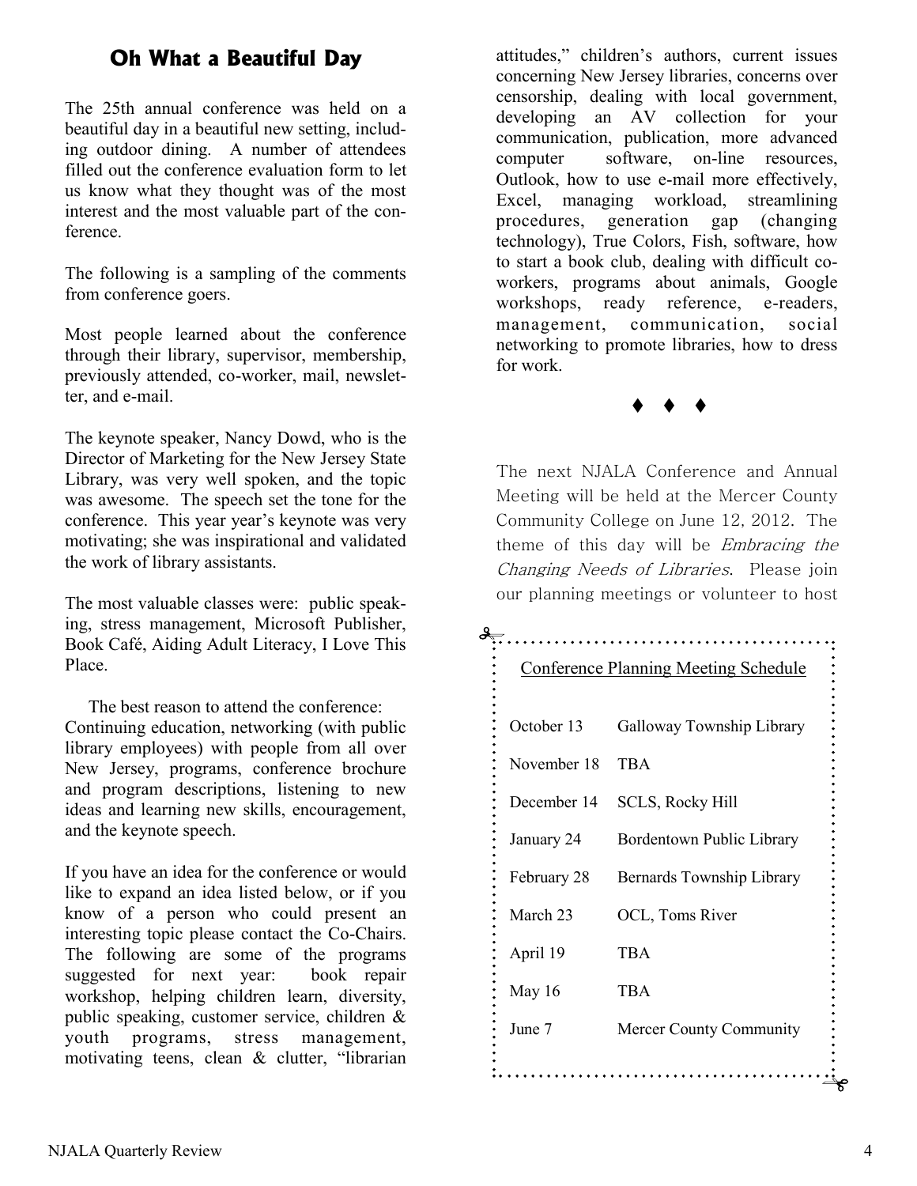## Oh What a Beautiful Day

The 25th annual conference was held on a beautiful day in a beautiful new setting, including outdoor dining. A number of attendees filled out the conference evaluation form to let us know what they thought was of the most interest and the most valuable part of the conference.

The following is a sampling of the comments from conference goers.

Most people learned about the conference through their library, supervisor, membership, previously attended, co-worker, mail, newsletter, and e-mail.

The keynote speaker, Nancy Dowd, who is the Director of Marketing for the New Jersey State Library, was very well spoken, and the topic was awesome. The speech set the tone for the conference. This year year's keynote was very motivating; she was inspirational and validated the work of library assistants.

The most valuable classes were: public speaking, stress management, Microsoft Publisher, Book Café, Aiding Adult Literacy, I Love This Place.

The best reason to attend the conference: Continuing education, networking (with public library employees) with people from all over New Jersey, programs, conference brochure and program descriptions, listening to new ideas and learning new skills, encouragement, and the keynote speech.

If you have an idea for the conference or would like to expand an idea listed below, or if you know of a person who could present an interesting topic please contact the Co-Chairs. The following are some of the programs suggested for next year: book repair workshop, helping children learn, diversity, public speaking, customer service, children & youth programs, stress management, motivating teens, clean & clutter, "librarian attitudes," children's authors, current issues concerning New Jersey libraries, concerns over censorship, dealing with local government, developing an AV collection for your communication, publication, more advanced computer software, on-line resources, Outlook, how to use e-mail more effectively, Excel, managing workload, streamlining procedures, generation gap (changing technology), True Colors, Fish, software, how to start a book club, dealing with difficult co-workers, programs about animals, Google workshops, ready reference, e-readers, management, communication, social networking to promote libraries, how to dress for work.

♦ ♦ ♦

The next NJALA Conference and Annual Meeting will be held at the Mercer County Community College on June 12, 2012. The theme of this day will be *Embracing the Changing Needs of Libraries*. Please join our planning meetings or volunteer to host

**Conference Planning Meeting Schedule**

| Date | Location |
|---|---|
| October 13 | Galloway Township Library |
| November 18 | TBA |
| December 14 | SCLS, Rocky Hill |
| January 24 | Bordentown Public Library |
| February 28 | Bernards Township Library |
| March 23 | OCL, Toms River |
| April 19 | TBA |
| May 16 | TBA |
| June 7 | Mercer County Community |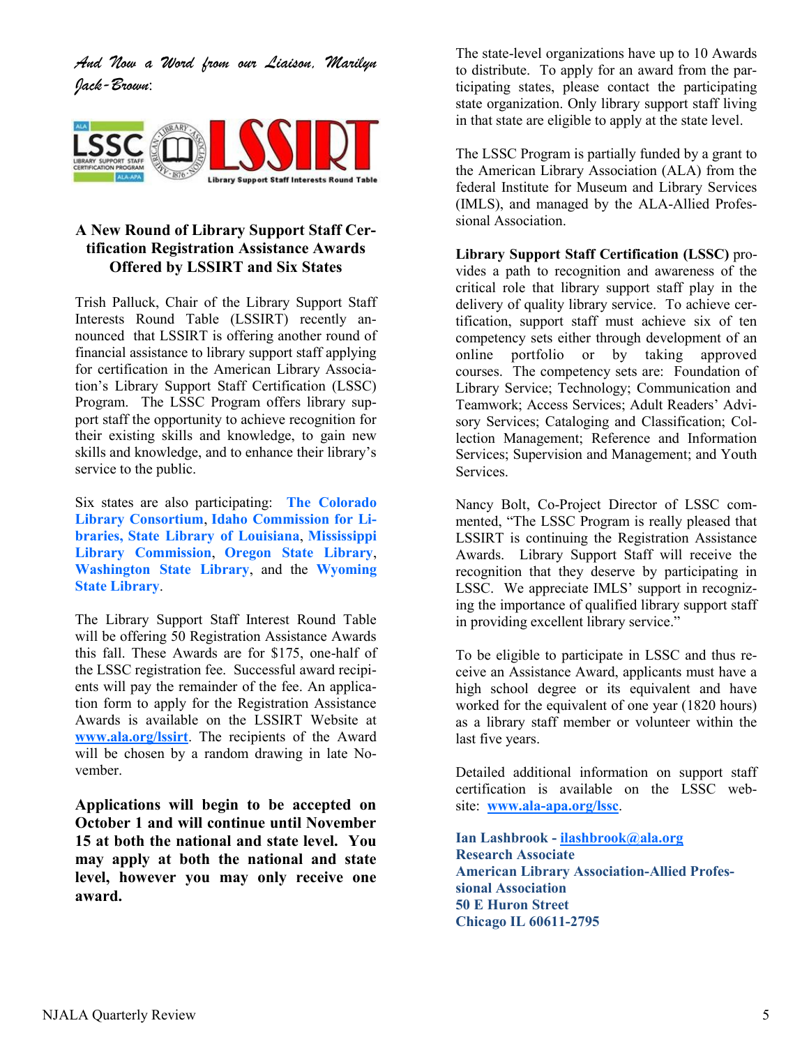*And Now a Word from our Liaison, Marilyn Jack-Brown:*

## A New Round of Library Support Staff Certification Registration Assistance Awards Offered by LSSIRT and Six States

Trish Palluck, Chair of the Library Support Staff Interests Round Table (LSSIRT) recently announced that LSSIRT is offering another round of financial assistance to library support staff applying for certification in the American Library Association's Library Support Staff Certification (LSSC) Program. The LSSC Program offers library support staff the opportunity to achieve recognition for their existing skills and knowledge, to gain new skills and knowledge, and to enhance their library's service to the public.

Six states are also participating: **The Colorado Library Consortium**, **Idaho Commission for Libraries, State Library of Louisiana**, **Mississippi Library Commission**, **Oregon State Library**, **Washington State Library**, and the **Wyoming State Library**.

The Library Support Staff Interest Round Table will be offering 50 Registration Assistance Awards this fall. These Awards are for $175, one-half of the LSSC registration fee. Successful award recipients will pay the remainder of the fee. An application form to apply for the Registration Assistance Awards is available on the LSSIRT Website at www.ala.org/lssirt. The recipients of the Award will be chosen by a random drawing in late November.

**Applications will begin to be accepted on October 1 and will continue until November 15 at both the national and state level. You may apply at both the national and state level, however you may only receive one award.**

The state-level organizations have up to 10 Awards to distribute. To apply for an award from the participating states, please contact the participating state organization. Only library support staff living in that state are eligible to apply at the state level.

The LSSC Program is partially funded by a grant to the American Library Association (ALA) from the federal Institute for Museum and Library Services (IMLS), and managed by the ALA-Allied Professional Association.

**Library Support Staff Certification (LSSC)** provides a path to recognition and awareness of the critical role that library support staff play in the delivery of quality library service. To achieve certification, support staff must achieve six of ten competency sets either through development of an online portfolio or by taking approved courses. The competency sets are: Foundation of Library Service; Technology; Communication and Teamwork; Access Services; Adult Readers' Advisory Services; Cataloging and Classification; Collection Management; Reference and Information Services; Supervision and Management; and Youth Services.

Nancy Bolt, Co-Project Director of LSSC commented, "The LSSC Program is really pleased that LSSIRT is continuing the Registration Assistance Awards. Library Support Staff will receive the recognition that they deserve by participating in LSSC. We appreciate IMLS' support in recognizing the importance of qualified library support staff in providing excellent library service."

To be eligible to participate in LSSC and thus receive an Assistance Award, applicants must have a high school degree or its equivalent and have worked for the equivalent of one year (1820 hours) as a library staff member or volunteer within the last five years.

Detailed additional information on support staff certification is available on the LSSC website: www.ala-apa.org/lssc.

**Ian Lashbrook - ilashbrook@ala.org**
**Research Associate**
**American Library Association-Allied Professional Association**
**50 E Huron Street**
**Chicago IL 60611-2795**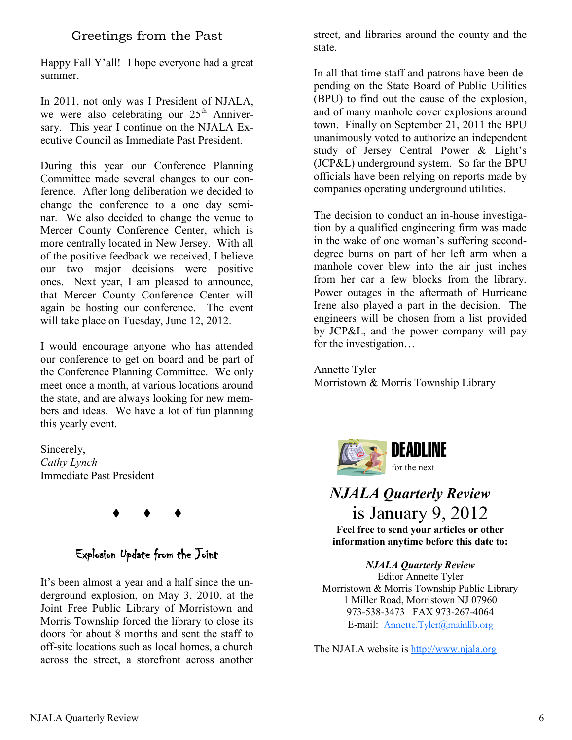## Greetings from the Past

Happy Fall Y'all! I hope everyone had a great summer.

In 2011, not only was I President of NJALA, we were also celebrating our 25th Anniversary. This year I continue on the NJALA Executive Council as Immediate Past President.

During this year our Conference Planning Committee made several changes to our conference. After long deliberation we decided to change the conference to a one day seminar. We also decided to change the venue to Mercer County Conference Center, which is more centrally located in New Jersey. With all of the positive feedback we received, I believe our two major decisions were positive ones. Next year, I am pleased to announce, that Mercer County Conference Center will again be hosting our conference. The event will take place on Tuesday, June 12, 2012.

I would encourage anyone who has attended our conference to get on board and be part of the Conference Planning Committee. We only meet once a month, at various locations around the state, and are always looking for new members and ideas. We have a lot of fun planning this yearly event.

Sincerely,
*Cathy Lynch*
Immediate Past President

♦ ♦ ♦

## Explosion Update from the Joint

It's been almost a year and a half since the underground explosion, on May 3, 2010, at the Joint Free Public Library of Morristown and Morris Township forced the library to close its doors for about 8 months and sent the staff to off-site locations such as local homes, a church across the street, a storefront across another street, and libraries around the county and the state.

In all that time staff and patrons have been depending on the State Board of Public Utilities (BPU) to find out the cause of the explosion, and of many manhole cover explosions around town. Finally on September 21, 2011 the BPU unanimously voted to authorize an independent study of Jersey Central Power & Light's (JCP&L) underground system. So far the BPU officials have been relying on reports made by companies operating underground utilities.

The decision to conduct an in-house investigation by a qualified engineering firm was made in the wake of one woman's suffering second-degree burns on part of her left arm when a manhole cover blew into the air just inches from her car a few blocks from the library. Power outages in the aftermath of Hurricane Irene also played a part in the decision. The engineers will be chosen from a list provided by JCP&L, and the power company will pay for the investigation…

Annette Tyler
Morristown & Morris Township Library

**DEADLINE**
for the next

***NJALA Quarterly Review***
is January 9, 2012

**Feel free to send your articles or other information anytime before this date to:**

***NJALA Quarterly Review***
Editor Annette Tyler
Morristown & Morris Township Public Library
1 Miller Road, Morristown NJ 07960
973-538-3473 FAX 973-267-4064
E-mail: Annette.Tyler@mainlib.org

The NJALA website is http://www.njala.org